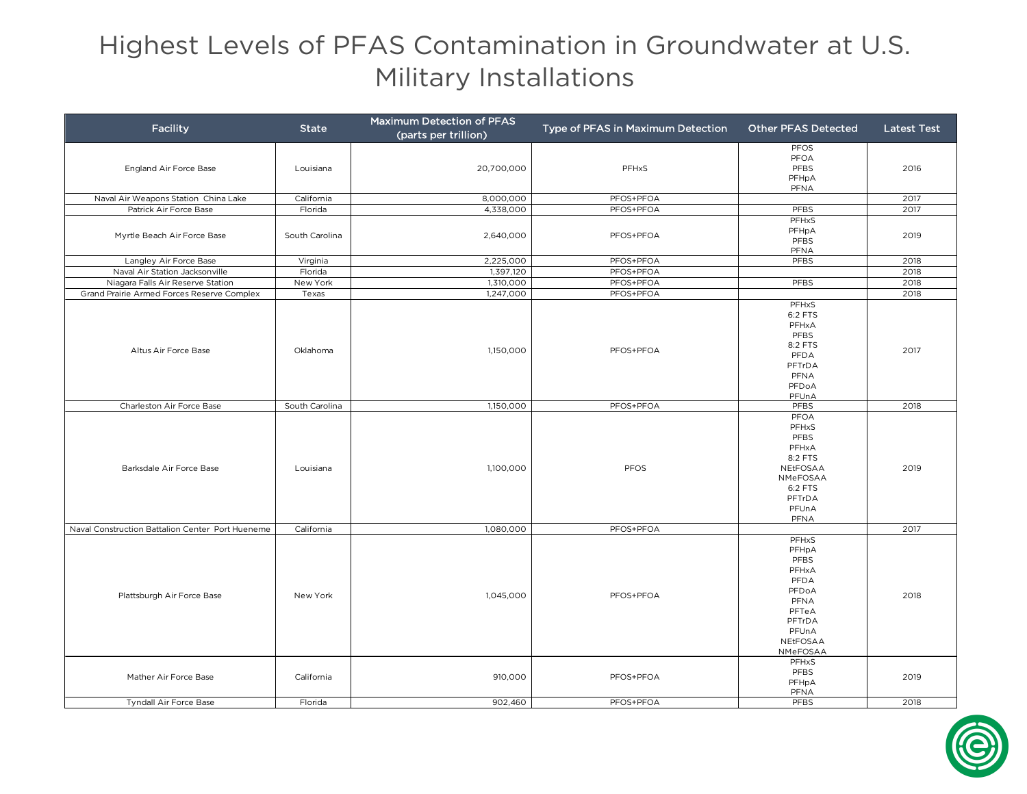# Highest Levels of PFAS Contamination in Groundwater at U.S. Military Installations

| Facility | State | Maximum Detection of PFAS (parts per trillion) | Type of PFAS in Maximum Detection | Other PFAS Detected | Latest Test |
|---|---|---|---|---|---|
| England Air Force Base | Louisiana | 20,700,000 | PFHxS | PFOS<br>PFOA<br>PFBS<br>PFHpA<br>PFNA | 2016 |
| Naval Air Weapons Station China Lake | California | 8,000,000 | PFOS+PFOA | | 2017 |
| Patrick Air Force Base | Florida | 4,338,000 | PFOS+PFOA | PFBS | 2017 |
| Myrtle Beach Air Force Base | South Carolina | 2,640,000 | PFOS+PFOA | PFHxS<br>PFHpA<br>PFBS<br>PFNA | 2019 |
| Langley Air Force Base | Virginia | 2,225,000 | PFOS+PFOA | PFBS | 2018 |
| Naval Air Station Jacksonville | Florida | 1,397,120 | PFOS+PFOA | | 2018 |
| Niagara Falls Air Reserve Station | New York | 1,310,000 | PFOS+PFOA | PFBS | 2018 |
| Grand Prairie Armed Forces Reserve Complex | Texas | 1,247,000 | PFOS+PFOA | | 2018 |
| Altus Air Force Base | Oklahoma | 1,150,000 | PFOS+PFOA | PFHxS<br>6:2 FTS<br>PFHxA<br>PFBS<br>8:2 FTS<br>PFDA<br>PFTrDA<br>PFNA<br>PFDoA<br>PFUnA | 2017 |
| Charleston Air Force Base | South Carolina | 1,150,000 | PFOS+PFOA | PFBS | 2018 |
| Barksdale Air Force Base | Louisiana | 1,100,000 | PFOS | PFOA<br>PFHxS<br>PFBS<br>PFHxA<br>8:2 FTS<br>NEtFOSAA<br>NMeFOSAA<br>6:2 FTS<br>PFTrDA<br>PFUnA<br>PFNA | 2019 |
| Naval Construction Battalion Center Port Hueneme | California | 1,080,000 | PFOS+PFOA | | 2017 |
| Plattsburgh Air Force Base | New York | 1,045,000 | PFOS+PFOA | PFHxS<br>PFHpA<br>PFBS<br>PFHxA<br>PFDA<br>PFDoA<br>PFNA<br>PFTeA<br>PFTrDA<br>PFUnA<br>NEtFOSAA<br>NMeFOSAA | 2018 |
| Mather Air Force Base | California | 910,000 | PFOS+PFOA | PFHxS<br>PFBS<br>PFHpA<br>PFNA | 2019 |
| Tyndall Air Force Base | Florida | 902,460 | PFOS+PFOA | PFBS | 2018 |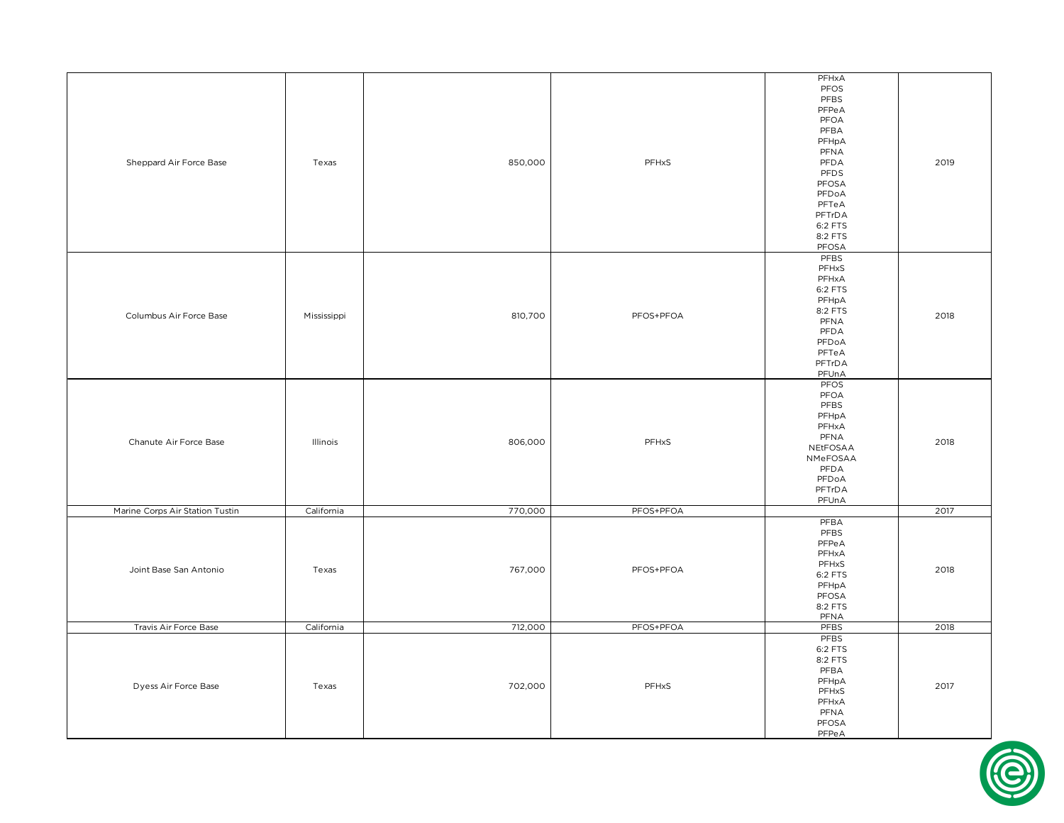| | | | | | |
|---|---|---|---|---|---|
| Sheppard Air Force Base | Texas | 850,000 | PFHxS | PFHxA<br>PFOS<br>PFBS<br>PFPeA<br>PFOA<br>PFBA<br>PFHpA<br>PFNA<br>PFDA<br>PFDS<br>PFOSA<br>PFDoA<br>PFTeA<br>PFTrDA<br>6:2 FTS<br>8:2 FTS<br>PFOSA | 2019 |
| Columbus Air Force Base | Mississippi | 810,700 | PFOS+PFOA | PFBS<br>PFHxS<br>PFHxA<br>6:2 FTS<br>PFHpA<br>8:2 FTS<br>PFNA<br>PFDA<br>PFDoA<br>PFTeA<br>PFTrDA<br>PFUnA | 2018 |
| Chanute Air Force Base | Illinois | 806,000 | PFHxS | PFOS<br>PFOA<br>PFBS<br>PFHpA<br>PFHxA<br>PFNA<br>NEtFOSAA<br>NMeFOSAA<br>PFDA<br>PFDoA<br>PFTrDA<br>PFUnA | 2018 |
| Marine Corps Air Station Tustin | California | 770,000 | PFOS+PFOA | | 2017 |
| Joint Base San Antonio | Texas | 767,000 | PFOS+PFOA | PFBA<br>PFBS<br>PFPeA<br>PFHxA<br>PFHxS<br>6:2 FTS<br>PFHpA<br>PFOSA<br>8:2 FTS<br>PFNA | 2018 |
| Travis Air Force Base | California | 712,000 | PFOS+PFOA | PFBS | 2018 |
| Dyess Air Force Base | Texas | 702,000 | PFHxS | PFBS<br>6:2 FTS<br>8:2 FTS<br>PFBA<br>PFHpA<br>PFHxS<br>PFHxA<br>PFNA<br>PFOSA<br>PFPeA | 2017 |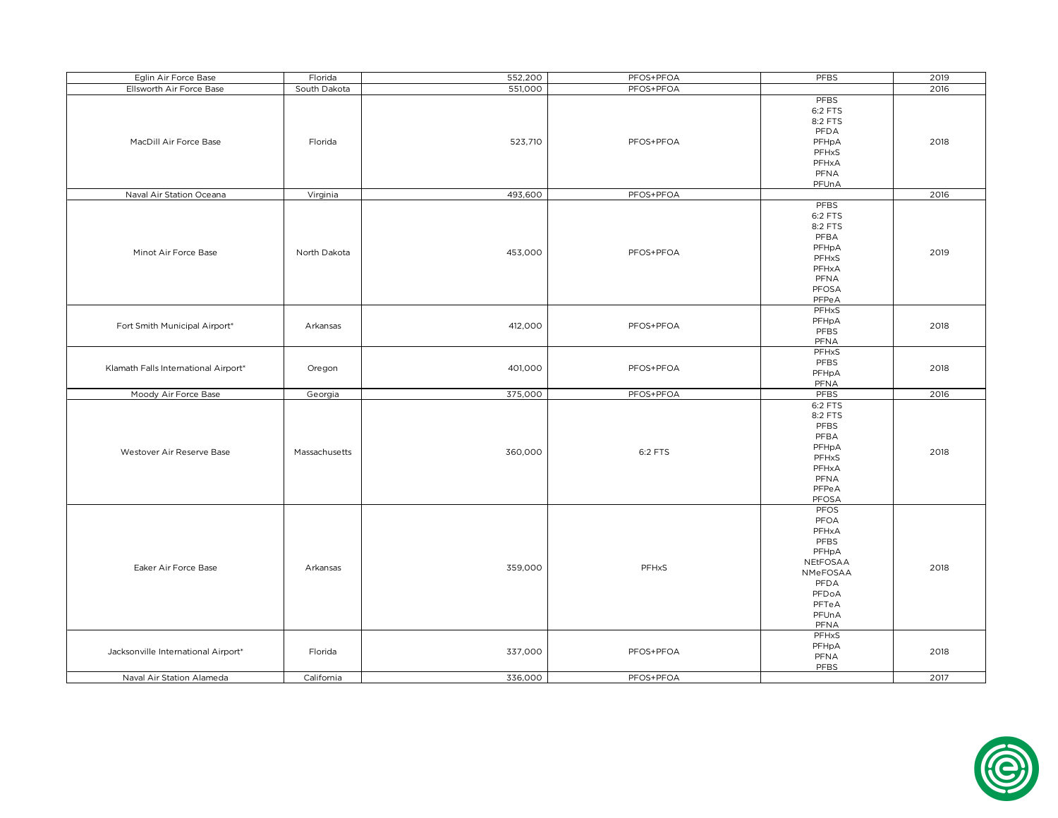| | | | | | |
|---|---|---|---|---|---|
| Eglin Air Force Base | Florida | 552,200 | PFOS+PFOA | PFBS | 2019 |
| Ellsworth Air Force Base | South Dakota | 551,000 | PFOS+PFOA | | 2016 |
| MacDill Air Force Base | Florida | 523,710 | PFOS+PFOA | PFBS<br>6:2 FTS<br>8:2 FTS<br>PFDA<br>PFHpA<br>PFHxS<br>PFHxA<br>PFNA<br>PFUnA | 2018 |
| Naval Air Station Oceana | Virginia | 493,600 | PFOS+PFOA | | 2016 |
| Minot Air Force Base | North Dakota | 453,000 | PFOS+PFOA | PFBS<br>6:2 FTS<br>8:2 FTS<br>PFBA<br>PFHpA<br>PFHxS<br>PFHxA<br>PFNA<br>PFOSA<br>PFPeA | 2019 |
| Fort Smith Municipal Airport* | Arkansas | 412,000 | PFOS+PFOA | PFHxS<br>PFHpA<br>PFBS<br>PFNA | 2018 |
| Klamath Falls International Airport* | Oregon | 401,000 | PFOS+PFOA | PFHxS<br>PFBS<br>PFHpA<br>PFNA | 2018 |
| Moody Air Force Base | Georgia | 375,000 | PFOS+PFOA | PFBS | 2016 |
| Westover Air Reserve Base | Massachusetts | 360,000 | 6:2 FTS | 6:2 FTS<br>8:2 FTS<br>PFBS<br>PFBA<br>PFHpA<br>PFHxS<br>PFHxA<br>PFNA<br>PFPeA<br>PFOSA | 2018 |
| Eaker Air Force Base | Arkansas | 359,000 | PFHxS | PFOS<br>PFOA<br>PFHxA<br>PFBS<br>PFHpA<br>NEtFOSAA<br>NMeFOSAA<br>PFDA<br>PFDoA<br>PFTeA<br>PFUnA<br>PFNA | 2018 |
| Jacksonville International Airport* | Florida | 337,000 | PFOS+PFOA | PFHxS<br>PFHpA<br>PFNA<br>PFBS | 2018 |
| Naval Air Station Alameda | California | 336,000 | PFOS+PFOA | | 2017 |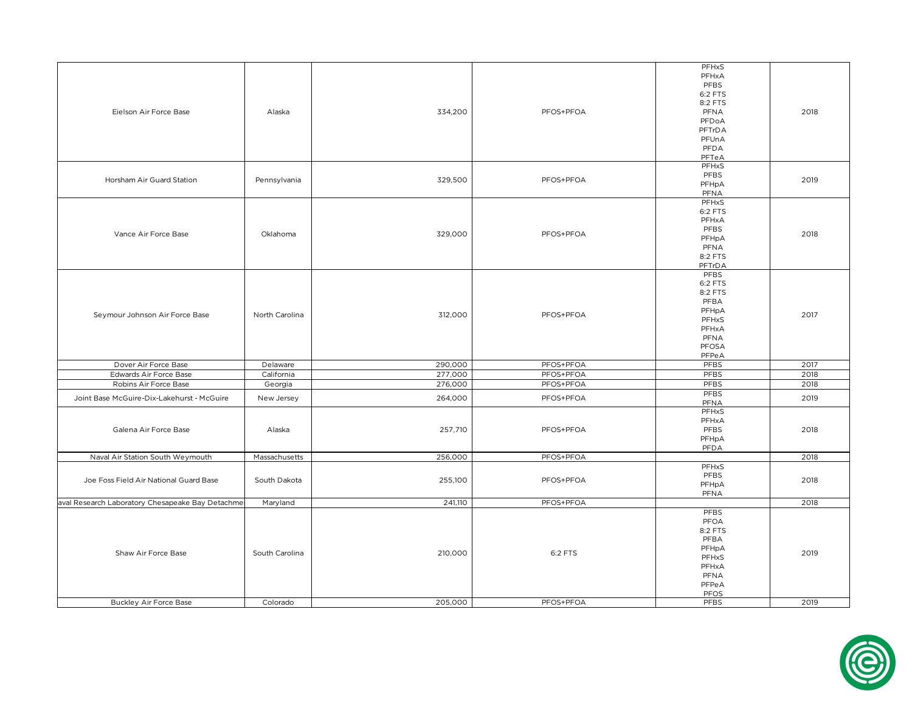| Eielson Air Force Base | Alaska | 334,200 | PFOS+PFOA | PFHxS<br>PFHxA<br>PFBS<br>6:2 FTS<br>8:2 FTS<br>PFNA<br>PFDoA<br>PFTrDA<br>PFUnA<br>PFDA<br>PFTeA | 2018 |
|---|---|---|---|---|---|
| Horsham Air Guard Station | Pennsylvania | 329,500 | PFOS+PFOA | PFHxS<br>PFBS<br>PFHpA<br>PFNA | 2019 |
| Vance Air Force Base | Oklahoma | 329,000 | PFOS+PFOA | PFHxS<br>6:2 FTS<br>PFHxA<br>PFBS<br>PFHpA<br>PFNA<br>8:2 FTS<br>PFTrDA | 2018 |
| Seymour Johnson Air Force Base | North Carolina | 312,000 | PFOS+PFOA | PFBS<br>6:2 FTS<br>8:2 FTS<br>PFBA<br>PFHpA<br>PFHxS<br>PFHxA<br>PFNA<br>PFOSA<br>PFPeA | 2017 |
| Dover Air Force Base | Delaware | 290,000 | PFOS+PFOA | PFBS | 2017 |
| Edwards Air Force Base | California | 277,000 | PFOS+PFOA | PFBS | 2018 |
| Robins Air Force Base | Georgia | 276,000 | PFOS+PFOA | PFBS | 2018 |
| Joint Base McGuire-Dix-Lakehurst - McGuire | New Jersey | 264,000 | PFOS+PFOA | PFBS<br>PFNA | 2019 |
| Galena Air Force Base | Alaska | 257,710 | PFOS+PFOA | PFHxS<br>PFHxA<br>PFBS<br>PFHpA<br>PFDA | 2018 |
| Naval Air Station South Weymouth | Massachusetts | 256,000 | PFOS+PFOA | | 2018 |
| Joe Foss Field Air National Guard Base | South Dakota | 255,100 | PFOS+PFOA | PFHxS<br>PFBS<br>PFHpA<br>PFNA | 2018 |
| aval Research Laboratory Chesapeake Bay Detachme | Maryland | 241,110 | PFOS+PFOA | | 2018 |
| Shaw Air Force Base | South Carolina | 210,000 | 6:2 FTS | PFBS<br>PFOA<br>8:2 FTS<br>PFBA<br>PFHpA<br>PFHxS<br>PFHxA<br>PFNA<br>PFPeA<br>PFOS | 2019 |
| Buckley Air Force Base | Colorado | 205,000 | PFOS+PFOA | PFBS | 2019 |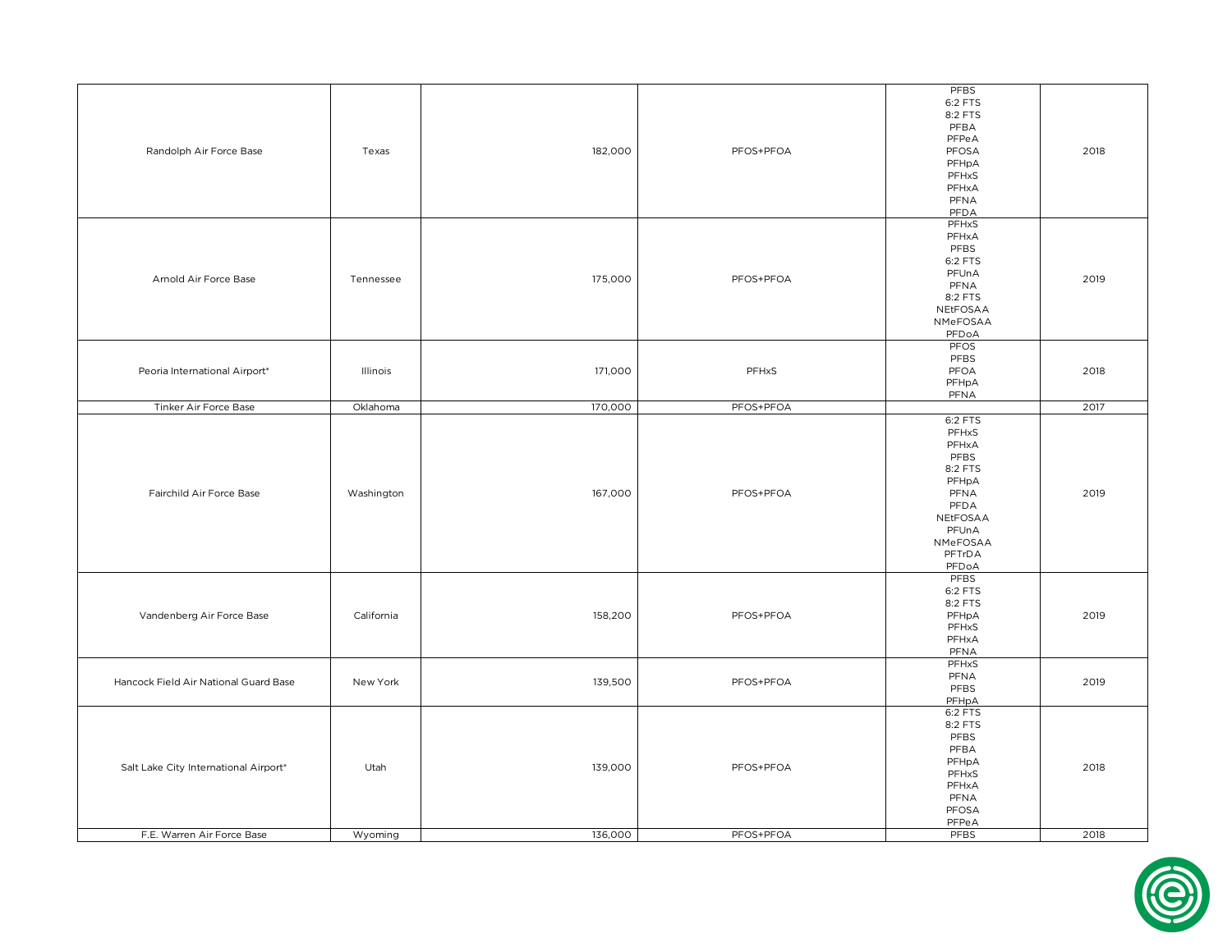| | | | | | |
|---|---|---|---|---|---|
| Randolph Air Force Base | Texas | 182,000 | PFOS+PFOA | PFBS<br>6:2 FTS<br>8:2 FTS<br>PFBA<br>PFPeA<br>PFOSA<br>PFHpA<br>PFHxS<br>PFHxA<br>PFNA<br>PFDA | 2018 |
| Arnold Air Force Base | Tennessee | 175,000 | PFOS+PFOA | PFHxS<br>PFHxA<br>PFBS<br>6:2 FTS<br>PFUnA<br>PFNA<br>8:2 FTS<br>NEtFOSAA<br>NMeFOSAA<br>PFDoA | 2019 |
| Peoria International Airport* | Illinois | 171,000 | PFHxS | PFOS<br>PFBS<br>PFOA<br>PFHpA<br>PFNA | 2018 |
| Tinker Air Force Base | Oklahoma | 170,000 | PFOS+PFOA | | 2017 |
| Fairchild Air Force Base | Washington | 167,000 | PFOS+PFOA | 6:2 FTS<br>PFHxS<br>PFHxA<br>PFBS<br>8:2 FTS<br>PFHpA<br>PFNA<br>PFDA<br>NEtFOSAA<br>PFUnA<br>NMeFOSAA<br>PFTrDA<br>PFDoA | 2019 |
| Vandenberg Air Force Base | California | 158,200 | PFOS+PFOA | PFBS<br>6:2 FTS<br>8:2 FTS<br>PFHpA<br>PFHxS<br>PFHxA<br>PFNA | 2019 |
| Hancock Field Air National Guard Base | New York | 139,500 | PFOS+PFOA | PFHxS<br>PFNA<br>PFBS<br>PFHpA | 2019 |
| Salt Lake City International Airport* | Utah | 139,000 | PFOS+PFOA | 6:2 FTS<br>8:2 FTS<br>PFBS<br>PFBA<br>PFHpA<br>PFHxS<br>PFHxA<br>PFNA<br>PFOSA<br>PFPeA | 2018 |
| F.E. Warren Air Force Base | Wyoming | 136,000 | PFOS+PFOA | PFBS | 2018 |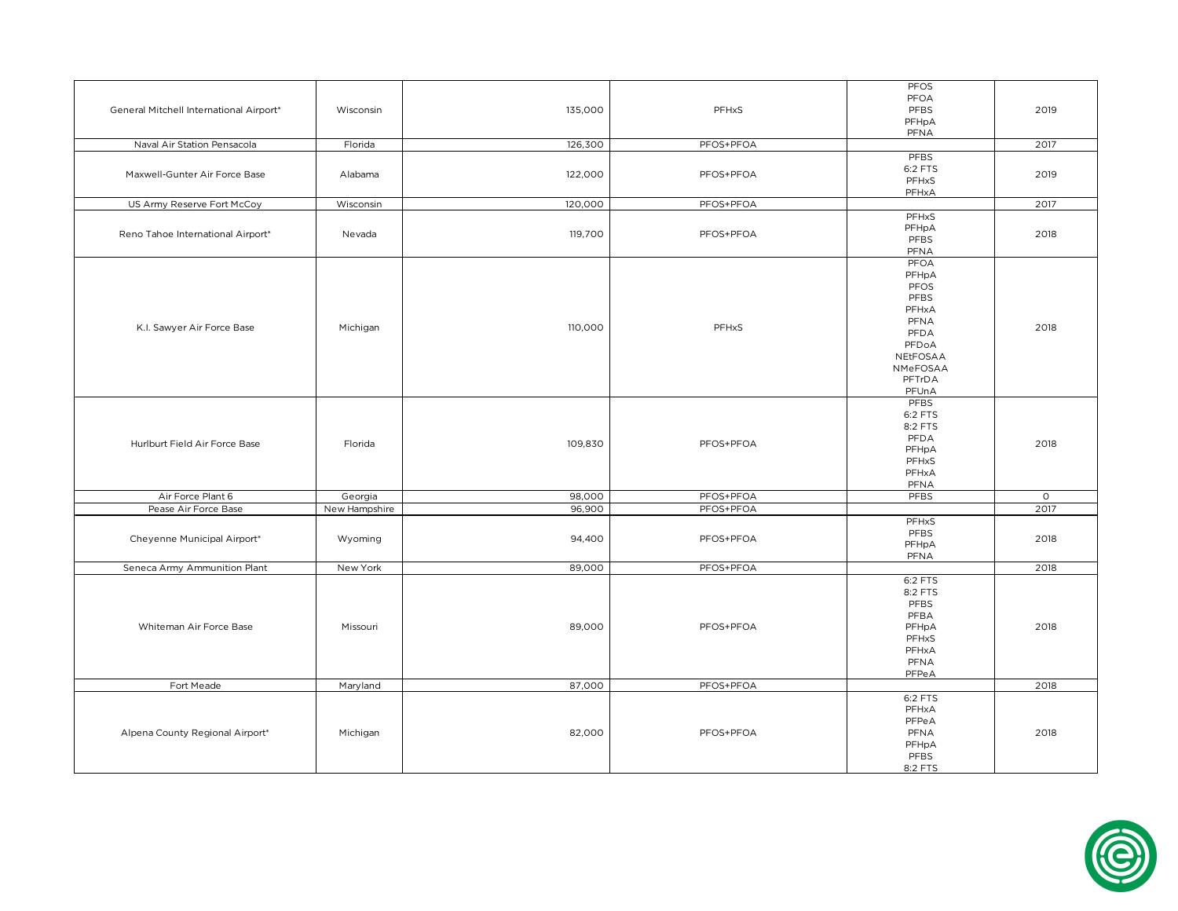| | | | | | |
|---|---|---|---|---|---|
| General Mitchell International Airport* | Wisconsin | 135,000 | PFHxS | PFOS<br>PFOA<br>PFBS<br>PFHpA<br>PFNA | 2019 |
| Naval Air Station Pensacola | Florida | 126,300 | PFOS+PFOA | | 2017 |
| Maxwell-Gunter Air Force Base | Alabama | 122,000 | PFOS+PFOA | PFBS<br>6:2 FTS<br>PFHxS<br>PFHxA | 2019 |
| US Army Reserve Fort McCoy | Wisconsin | 120,000 | PFOS+PFOA | | 2017 |
| Reno Tahoe International Airport* | Nevada | 119,700 | PFOS+PFOA | PFHxS<br>PFHpA<br>PFBS<br>PFNA | 2018 |
| K.I. Sawyer Air Force Base | Michigan | 110,000 | PFHxS | PFOA<br>PFHpA<br>PFOS<br>PFBS<br>PFHxA<br>PFNA<br>PFDA<br>PFDoA<br>NEtFOSAA<br>NMeFOSAA<br>PFTrDA<br>PFUnA | 2018 |
| Hurlburt Field Air Force Base | Florida | 109,830 | PFOS+PFOA | PFBS<br>6:2 FTS<br>8:2 FTS<br>PFDA<br>PFHpA<br>PFHxS<br>PFHxA<br>PFNA | 2018 |
| Air Force Plant 6 | Georgia | 98,000 | PFOS+PFOA | PFBS | 0 |
| Pease Air Force Base | New Hampshire | 96,900 | PFOS+PFOA | | 2017 |
| Cheyenne Municipal Airport* | Wyoming | 94,400 | PFOS+PFOA | PFHxS<br>PFBS<br>PFHpA<br>PFNA | 2018 |
| Seneca Army Ammunition Plant | New York | 89,000 | PFOS+PFOA | | 2018 |
| Whiteman Air Force Base | Missouri | 89,000 | PFOS+PFOA | 6:2 FTS<br>8:2 FTS<br>PFBS<br>PFBA<br>PFHpA<br>PFHxS<br>PFHxA<br>PFNA<br>PFPeA | 2018 |
| Fort Meade | Maryland | 87,000 | PFOS+PFOA | | 2018 |
| Alpena County Regional Airport* | Michigan | 82,000 | PFOS+PFOA | 6:2 FTS<br>PFHxA<br>PFPeA<br>PFNA<br>PFHpA<br>PFBS<br>8:2 FTS | 2018 |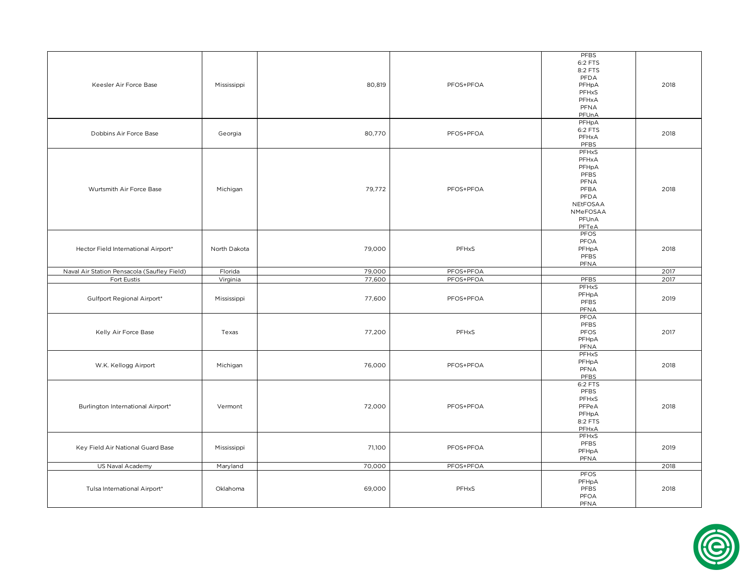| | | | | | |
|---|---|---|---|---|---|
| Keesler Air Force Base | Mississippi | 80,819 | PFOS+PFOA | PFBS<br>6:2 FTS<br>8:2 FTS<br>PFDA<br>PFHpA<br>PFHxS<br>PFHxA<br>PFNA<br>PFUnA | 2018 |
| Dobbins Air Force Base | Georgia | 80,770 | PFOS+PFOA | PFHpA<br>6:2 FTS<br>PFHxA<br>PFBS | 2018 |
| Wurtsmith Air Force Base | Michigan | 79,772 | PFOS+PFOA | PFHxS<br>PFHxA<br>PFHpA<br>PFBS<br>PFNA<br>PFBA<br>PFDA<br>NEtFOSAA<br>NMeFOSAA<br>PFUnA<br>PFTeA | 2018 |
| Hector Field International Airport* | North Dakota | 79,000 | PFHxS | PFOS<br>PFOA<br>PFHpA<br>PFBS<br>PFNA | 2018 |
| Naval Air Station Pensacola (Saufley Field) | Florida | 79,000 | PFOS+PFOA | | 2017 |
| Fort Eustis | Virginia | 77,600 | PFOS+PFOA | PFBS | 2017 |
| Gulfport Regional Airport* | Mississippi | 77,600 | PFOS+PFOA | PFHxS<br>PFHpA<br>PFBS<br>PFNA | 2019 |
| Kelly Air Force Base | Texas | 77,200 | PFHxS | PFOA<br>PFBS<br>PFOS<br>PFHpA<br>PFNA | 2017 |
| W.K. Kellogg Airport | Michigan | 76,000 | PFOS+PFOA | PFHxS<br>PFHpA<br>PFNA<br>PFBS | 2018 |
| Burlington International Airport* | Vermont | 72,000 | PFOS+PFOA | 6:2 FTS<br>PFBS<br>PFHxS<br>PFPeA<br>PFHpA<br>8:2 FTS<br>PFHxA | 2018 |
| Key Field Air National Guard Base | Mississippi | 71,100 | PFOS+PFOA | PFHxS<br>PFBS<br>PFHpA<br>PFNA | 2019 |
| US Naval Academy | Maryland | 70,000 | PFOS+PFOA | | 2018 |
| Tulsa International Airport* | Oklahoma | 69,000 | PFHxS | PFOS<br>PFHpA<br>PFBS<br>PFOA<br>PFNA | 2018 |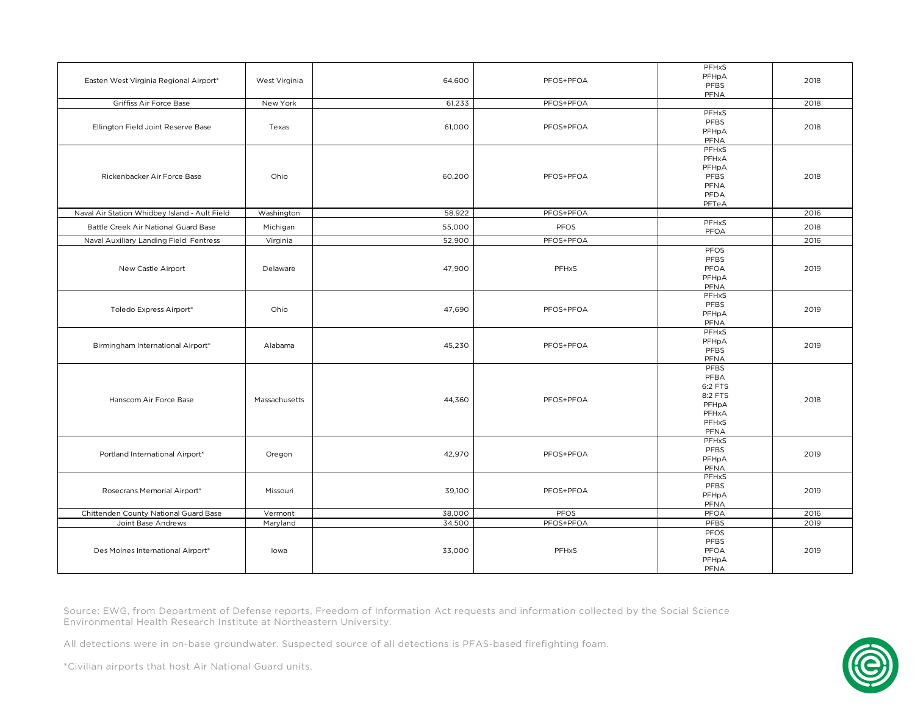| | | | | | |
|---|---|---|---|---|---|
| Easten West Virginia Regional Airport* | West Virginia | 64,600 | PFOS+PFOA | PFHxS<br>PFHpA<br>PFBS<br>PFNA | 2018 |
| Griffiss Air Force Base | New York | 61,233 | PFOS+PFOA | | 2018 |
| Ellington Field Joint Reserve Base | Texas | 61,000 | PFOS+PFOA | PFHxS<br>PFBS<br>PFHpA<br>PFNA | 2018 |
| Rickenbacker Air Force Base | Ohio | 60,200 | PFOS+PFOA | PFHxS<br>PFHxA<br>PFHpA<br>PFBS<br>PFNA<br>PFDA<br>PFTeA | 2018 |
| Naval Air Station Whidbey Island - Ault Field | Washington | 58,922 | PFOS+PFOA | | 2016 |
| Battle Creek Air National Guard Base | Michigan | 55,000 | PFOS | PFHxS<br>PFOA | 2018 |
| Naval Auxiliary Landing Field Fentress | Virginia | 52,900 | PFOS+PFOA | | 2016 |
| New Castle Airport | Delaware | 47,900 | PFHxS | PFOS<br>PFBS<br>PFOA<br>PFHpA<br>PFNA | 2019 |
| Toledo Express Airport* | Ohio | 47,690 | PFOS+PFOA | PFHxS<br>PFBS<br>PFHpA<br>PFNA | 2019 |
| Birmingham International Airport* | Alabama | 45,230 | PFOS+PFOA | PFHxS<br>PFHpA<br>PFBS<br>PFNA | 2019 |
| Hanscom Air Force Base | Massachusetts | 44,360 | PFOS+PFOA | PFBS<br>PFBA<br>6:2 FTS<br>8:2 FTS<br>PFHpA<br>PFHxA<br>PFHxS<br>PFNA | 2018 |
| Portland International Airport* | Oregon | 42,970 | PFOS+PFOA | PFHxS<br>PFBS<br>PFHpA<br>PFNA | 2019 |
| Rosecrans Memorial Airport* | Missouri | 39,100 | PFOS+PFOA | PFHxS<br>PFBS<br>PFHpA<br>PFNA | 2019 |
| Chittenden County National Guard Base | Vermont | 38,000 | PFOS | PFOA | 2016 |
| Joint Base Andrews | Maryland | 34,500 | PFOS+PFOA | PFBS | 2019 |
| Des Moines International Airport* | Iowa | 33,000 | PFHxS | PFOS<br>PFBS<br>PFOA<br>PFHpA<br>PFNA | 2019 |

Source: EWG, from Department of Defense reports, Freedom of Information Act requests and information collected by the Social Science Environmental Health Research Institute at Northeastern University.

All detections were in on-base groundwater. Suspected source of all detections is PFAS-based firefighting foam.

*Civilian airports that host Air National Guard units.